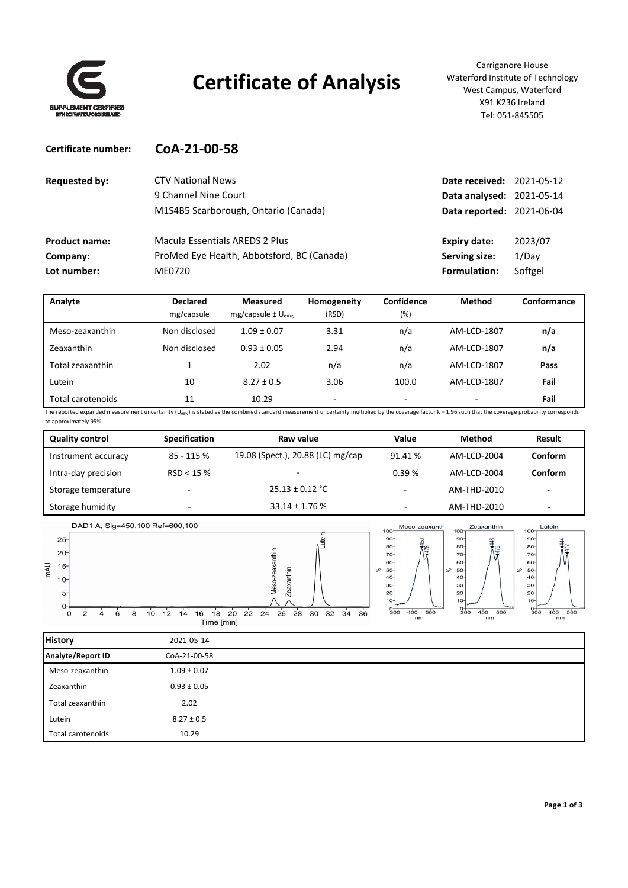# Certificate of Analysis

SUPPLEMENT CERTIFIED BY NRCI WATERFORD IRELAND

Carriganore House
Waterford Institute of Technology
West Campus, Waterford
X91 K236 Ireland
Tel: 051-845505

**Certificate number:** **CoA-21-00-58**

| | | | |
|---|---|---|---|
| **Requested by:** | CTV National News | **Date received:** | 2021-05-12 |
| | 9 Channel Nine Court | **Data analysed:** | 2021-05-14 |
| | M1S4B5 Scarborough, Ontario (Canada) | **Data reported:** | 2021-06-04 |
| **Product name:** | Macula Essentials AREDS 2 Plus | **Expiry date:** | 2023/07 |
| **Company:** | ProMed Eye Health, Abbotsford, BC (Canada) | **Serving size:** | 1/Day |
| **Lot number:** | ME0720 | **Formulation:** | Softgel |

| Analyte | Declared mg/capsule | Measured mg/capsule ± $U_{95\%}$ | Homogeneity (RSD) | Confidence (%) | Method | Conformance |
|---|---|---|---|---|---|---|
| Meso-zeaxanthin | Non disclosed | 1.09 ± 0.07 | 3.31 | n/a | AM-LCD-1807 | **n/a** |
| Zeaxanthin | Non disclosed | 0.93 ± 0.05 | 2.94 | n/a | AM-LCD-1807 | **n/a** |
| Total zeaxanthin | 1 | 2.02 | n/a | n/a | AM-LCD-1807 | **Pass** |
| Lutein | 10 | 8.27 ± 0.5 | 3.06 | 100.0 | AM-LCD-1807 | **Fail** |
| Total carotenoids | 11 | 10.29 | - | - | - | **Fail** |

The reported expanded measurement uncertainty ($U_{95\%}$) is stated as the combined standard measurement uncertainty multiplied by the coverage factor k = 1.96 such that the coverage probability corresponds to approximately 95%.

| Quality control | Specification | Raw value | Value | Method | Result |
|---|---|---|---|---|---|
| Instrument accuracy | 85 - 115 % | 19.08 (Spect.), 20.88 (LC) mg/cap | 91.41 % | AM-LCD-2004 | **Conform** |
| Intra-day precision | RSD < 15 % | - | 0.39 % | AM-LCD-2004 | **Conform** |
| Storage temperature | - | 25.13 ± 0.12 °C | - | AM-THD-2010 | - |
| Storage humidity | - | 33.14 ± 1.76 % | - | AM-THD-2010 | - |

DAD1 A, Sig=450,100 Ref=600,100

| **History** | 2021-05-14 |
|---|---|
| **Analyte/Report ID** | CoA-21-00-58 |
| Meso-zeaxanthin | 1.09 ± 0.07 |
| Zeaxanthin | 0.93 ± 0.05 |
| Total zeaxanthin | 2.02 |
| Lutein | 8.27 ± 0.5 |
| Total carotenoids | 10.29 |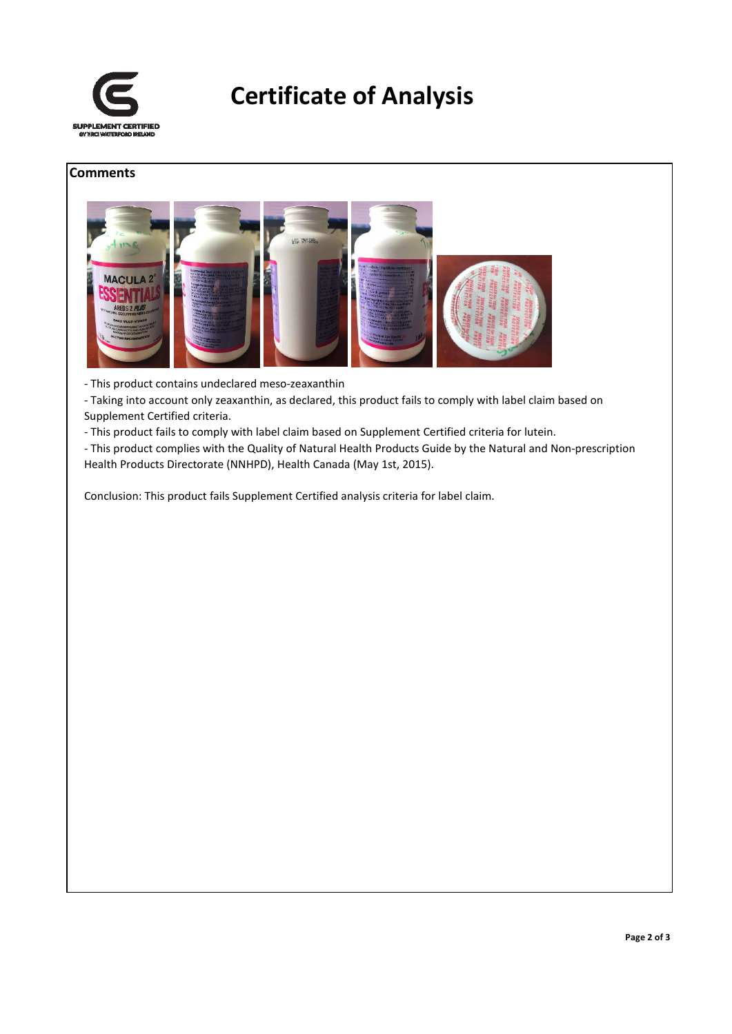# Certificate of Analysis

## Comments

- This product contains undeclared meso-zeaxanthin
- Taking into account only zeaxanthin, as declared, this product fails to comply with label claim based on Supplement Certified criteria.
- This product fails to comply with label claim based on Supplement Certified criteria for lutein.
- This product complies with the Quality of Natural Health Products Guide by the Natural and Non-prescription Health Products Directorate (NNHPD), Health Canada (May 1st, 2015).

Conclusion: This product fails Supplement Certified analysis criteria for label claim.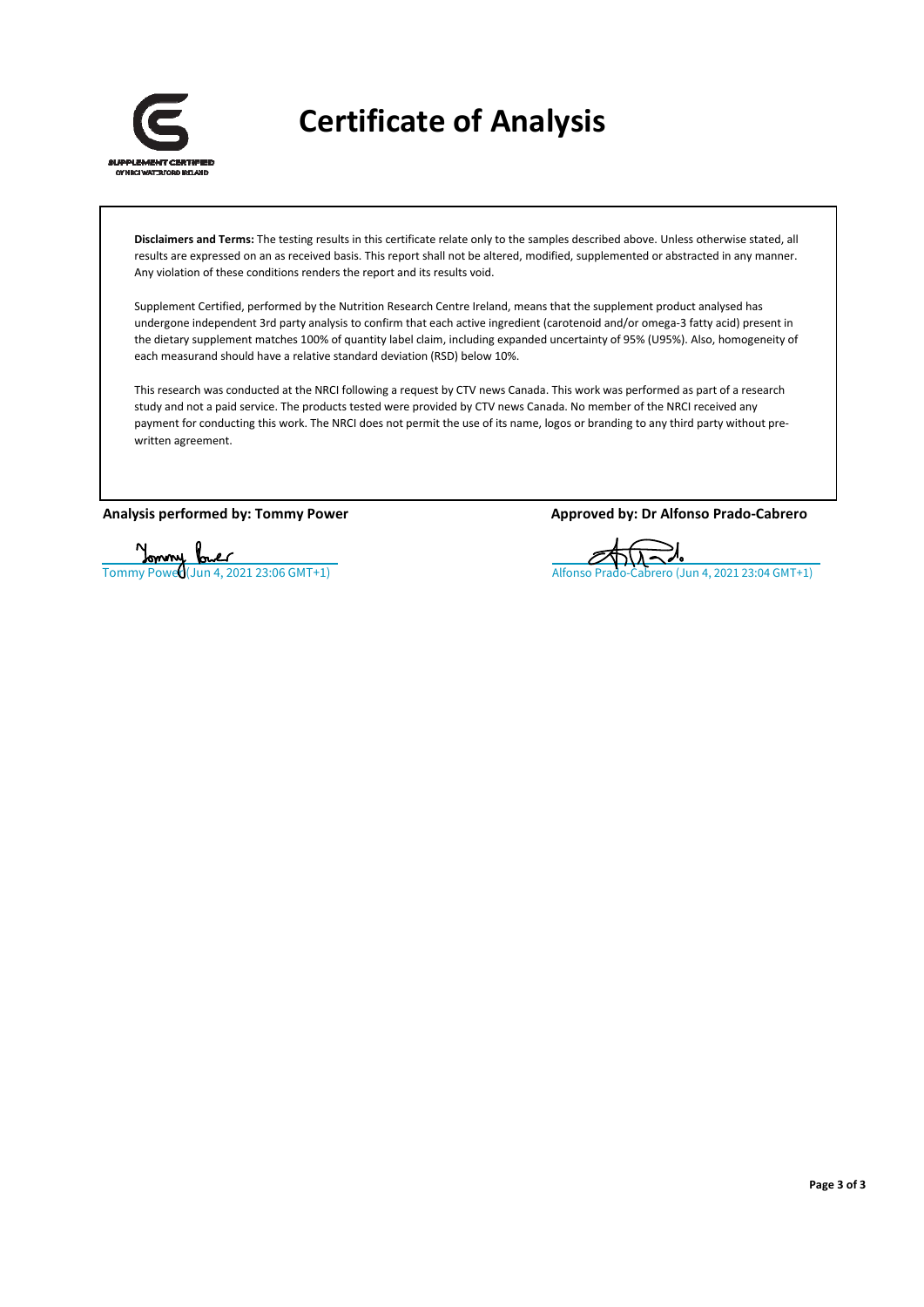# Certificate of Analysis

**Disclaimers and Terms:** The testing results in this certificate relate only to the samples described above. Unless otherwise stated, all results are expressed on an as received basis. This report shall not be altered, modified, supplemented or abstracted in any manner. Any violation of these conditions renders the report and its results void.

Supplement Certified, performed by the Nutrition Research Centre Ireland, means that the supplement product analysed has undergone independent 3rd party analysis to confirm that each active ingredient (carotenoid and/or omega-3 fatty acid) present in the dietary supplement matches 100% of quantity label claim, including expanded uncertainty of 95% (U95%). Also, homogeneity of each measurand should have a relative standard deviation (RSD) below 10%.

This research was conducted at the NRCI following a request by CTV news Canada. This work was performed as part of a research study and not a paid service. The products tested were provided by CTV news Canada. No member of the NRCI received any payment for conducting this work. The NRCI does not permit the use of its name, logos or branding to any third party without pre-written agreement.

**Analysis performed by: Tommy Power**

Tommy Power (Jun 4, 2021 23:06 GMT+1)

**Approved by: Dr Alfonso Prado-Cabrero**

Alfonso Prado-Cabrero (Jun 4, 2021 23:04 GMT+1)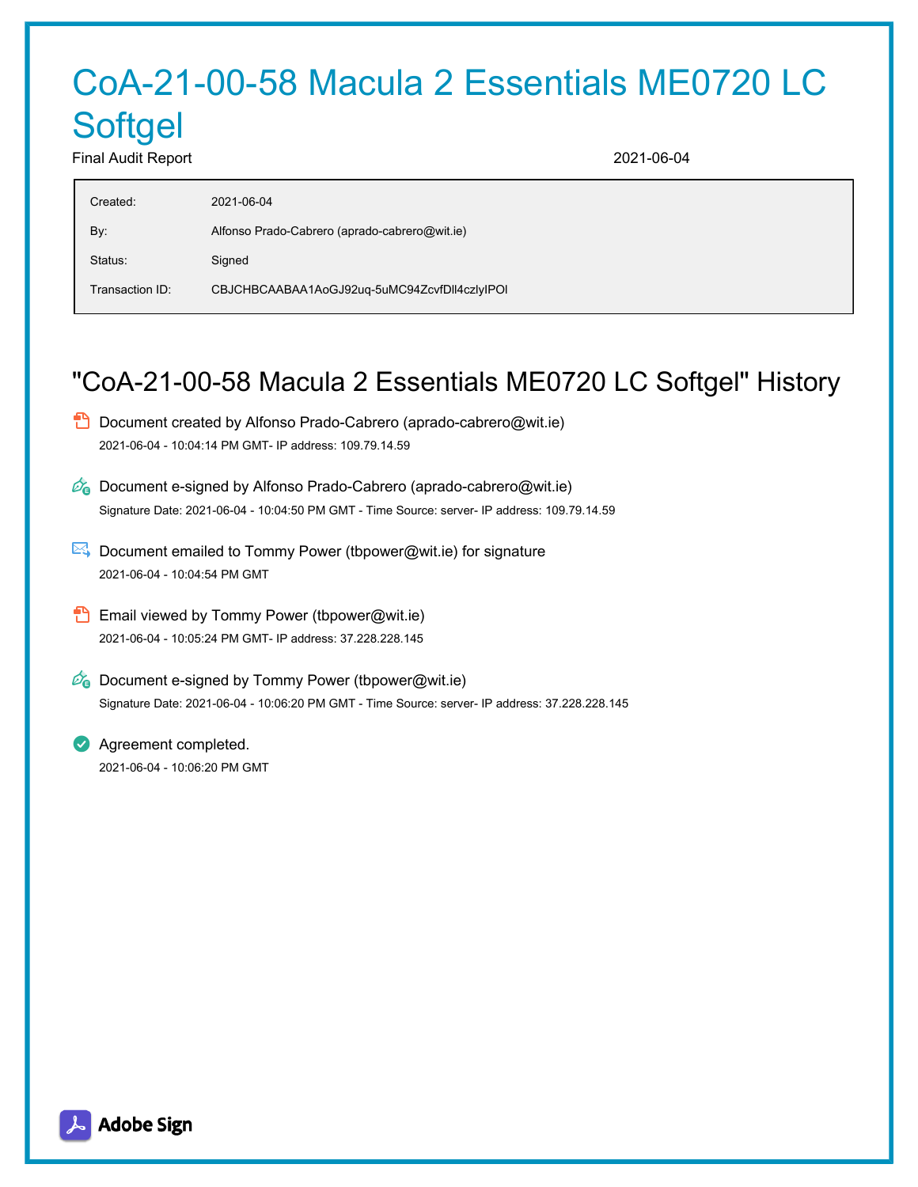# CoA-21-00-58 Macula 2 Essentials ME0720 LC Softgel

Final Audit Report 2021-06-04

| | |
|---|---|
| Created: | 2021-06-04 |
| By: | Alfonso Prado-Cabrero (aprado-cabrero@wit.ie) |
| Status: | Signed |
| Transaction ID: | CBJCHBCAABAA1AoGJ92uq-5uMC94ZcvfDll4czlyIPOl |

## "CoA-21-00-58 Macula 2 Essentials ME0720 LC Softgel" History

- Document created by Alfonso Prado-Cabrero (aprado-cabrero@wit.ie)
  2021-06-04 - 10:04:14 PM GMT- IP address: 109.79.14.59

- Document e-signed by Alfonso Prado-Cabrero (aprado-cabrero@wit.ie)
  Signature Date: 2021-06-04 - 10:04:50 PM GMT - Time Source: server- IP address: 109.79.14.59

- Document emailed to Tommy Power (tbpower@wit.ie) for signature
  2021-06-04 - 10:04:54 PM GMT

- Email viewed by Tommy Power (tbpower@wit.ie)
  2021-06-04 - 10:05:24 PM GMT- IP address: 37.228.228.145

- Document e-signed by Tommy Power (tbpower@wit.ie)
  Signature Date: 2021-06-04 - 10:06:20 PM GMT - Time Source: server- IP address: 37.228.228.145

- Agreement completed.
  2021-06-04 - 10:06:20 PM GMT

Adobe Sign